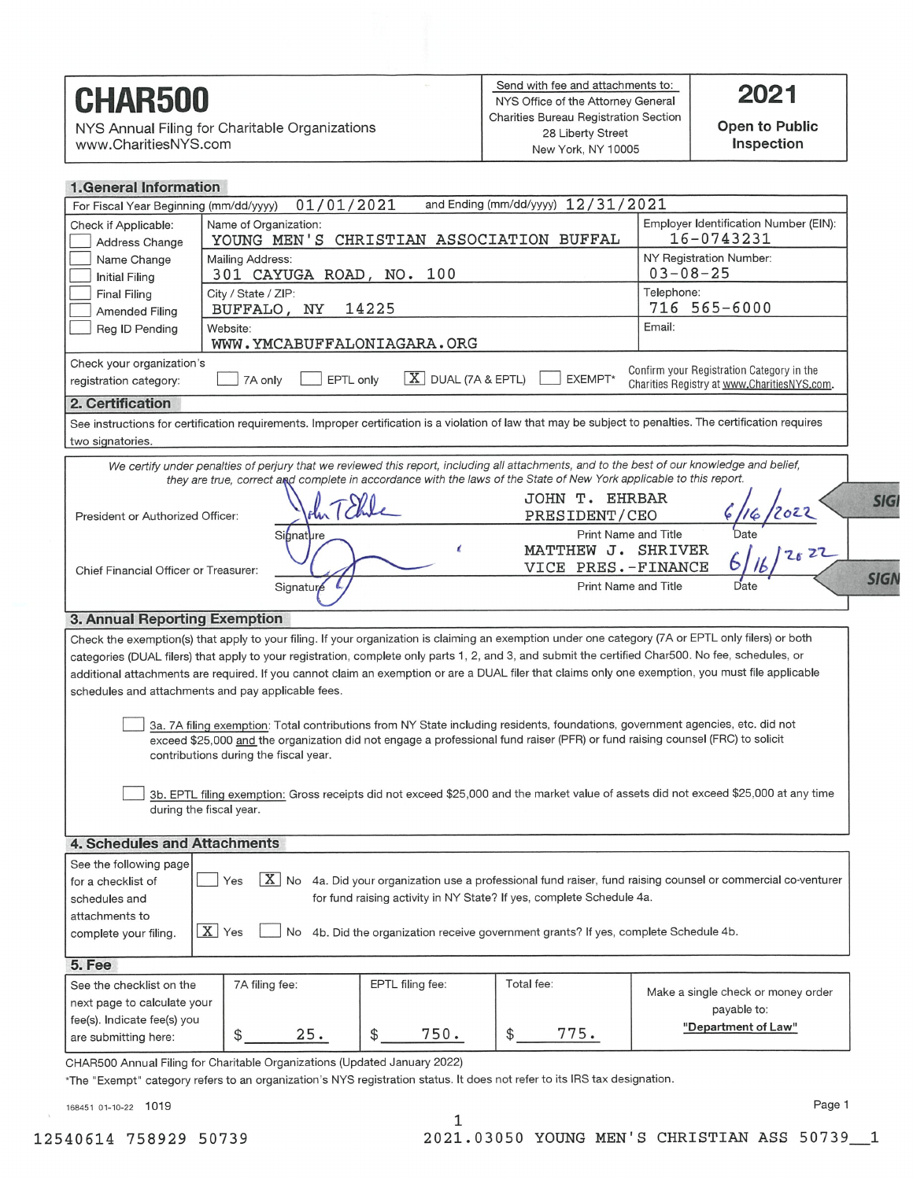# CHAR500

NYS Annual Filing for Charitable Organizations
www.CharitiesNYS.com

Send with fee and attachments to:
NYS Office of the Attorney General
Charities Bureau Registration Section
28 Liberty Street
New York, NY 10005

**2021**
**Open to Public Inspection**

## 1. General Information

For Fiscal Year Beginning (mm/dd/yyyy) 01/01/2021 and Ending (mm/dd/yyyy) 12/31/2021

| Check if Applicable: | | |
|---|---|---|
| ☐ Address Change<br>☐ Name Change<br>☐ Initial Filing<br>☐ Final Filing<br>☐ Amended Filing<br>☐ Reg ID Pending | Name of Organization: YOUNG MEN'S CHRISTIAN ASSOCIATION BUFFAL | Employer Identification Number (EIN): 16-0743231 |
| | Mailing Address: 301 CAYUGA ROAD, NO. 100 | NY Registration Number: 03-08-25 |
| | City / State / ZIP: BUFFALO, NY 14225 | Telephone: 716 565-6000 |
| | Website: WWW.YMCABUFFALONIAGARA.ORG | Email: |

Check your organization's registration category: ☐ 7A only ☐ EPTL only ☒ DUAL (7A & EPTL) ☐ EXEMPT*

Confirm your Registration Category in the Charities Registry at www.CharitiesNYS.com.

## 2. Certification

See instructions for certification requirements. Improper certification is a violation of law that may be subject to penalties. The certification requires two signatories.

*We certify under penalties of perjury that we reviewed this report, including all attachments, and to the best of our knowledge and belief, they are true, correct and complete in accordance with the laws of the State of New York applicable to this report.*

| | Signature | Print Name and Title | Date |
|---|---|---|---|
| President or Authorized Officer: | [signature] | JOHN T. EHRBAR PRESIDENT/CEO | 6/16/2022 |
| Chief Financial Officer or Treasurer: | [signature] | MATTHEW J. SHRIVER VICE PRES.-FINANCE | 6/16/2022 |

## 3. Annual Reporting Exemption

Check the exemption(s) that apply to your filing. If your organization is claiming an exemption under one category (7A or EPTL only filers) or both categories (DUAL filers) that apply to your registration, complete only parts 1, 2, and 3, and submit the certified Char500. No fee, schedules, or additional attachments are required. If you cannot claim an exemption or are a DUAL filer that claims only one exemption, you must file applicable schedules and attachments and pay applicable fees.

☐ 3a. 7A filing exemption: Total contributions from NY State including residents, foundations, government agencies, etc. did not exceed $25,000 and the organization did not engage a professional fund raiser (PFR) or fund raising counsel (FRC) to solicit contributions during the fiscal year.

☐ 3b. EPTL filing exemption: Gross receipts did not exceed $25,000 and the market value of assets did not exceed $25,000 at any time during the fiscal year.

## 4. Schedules and Attachments

See the following page for a checklist of schedules and attachments to complete your filing.

☐ Yes ☒ No 4a. Did your organization use a professional fund raiser, fund raising counsel or commercial co-venturer for fund raising activity in NY State? If yes, complete Schedule 4a.

☒ Yes ☐ No 4b. Did the organization receive government grants? If yes, complete Schedule 4b.

## 5. Fee

| See the checklist on the next page to calculate your fee(s). Indicate fee(s) you are submitting here: | 7A filing fee: | EPTL filing fee: | Total fee: | Make a single check or money order payable to: |
|---|---|---|---|---|
| | $ 25. | $ 750. | $ 775. | **"Department of Law"** |

CHAR500 Annual Filing for Charitable Organizations (Updated January 2022)

*The "Exempt" category refers to an organization's NYS registration status. It does not refer to its IRS tax designation.

168451 01-10-22 1019

12540614 758929 50739 2021.03050 YOUNG MEN'S CHRISTIAN ASS 50739__1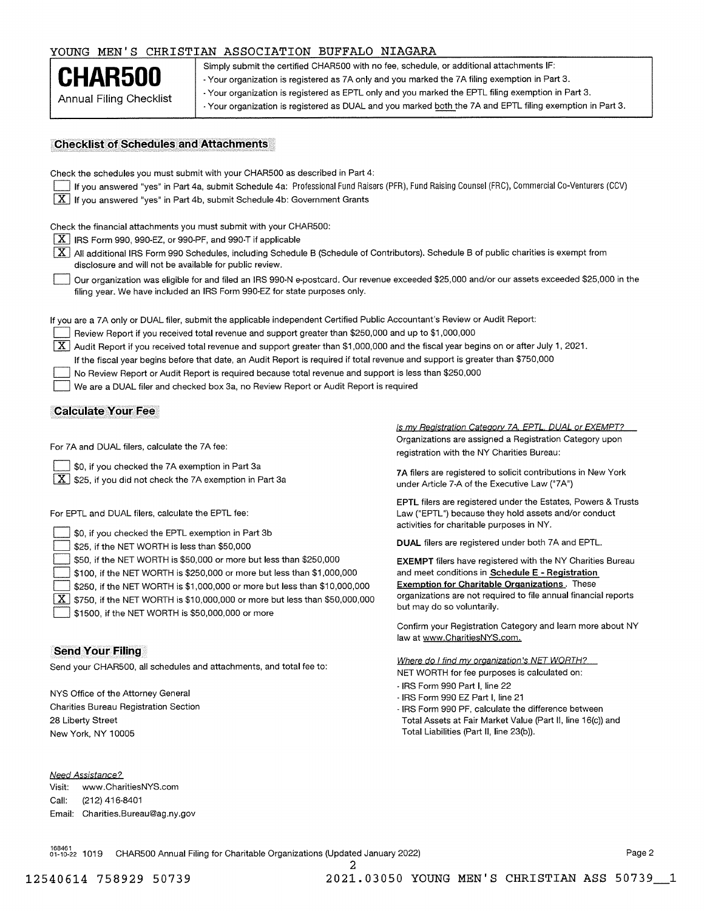YOUNG MEN'S CHRISTIAN ASSOCIATION BUFFALO NIAGARA

# CHAR500

Annual Filing Checklist

Simply submit the certified CHAR500 with no fee, schedule, or additional attachments IF:
- Your organization is registered as 7A only and you marked the 7A filing exemption in Part 3.
- Your organization is registered as EPTL only and you marked the EPTL filing exemption in Part 3.
- Your organization is registered as DUAL and you marked both the 7A and EPTL filing exemption in Part 3.

## Checklist of Schedules and Attachments

Check the schedules you must submit with your CHAR500 as described in Part 4:

- [ ] If you answered "yes" in Part 4a, submit Schedule 4a: Professional Fund Raisers (PFR), Fund Raising Counsel (FRC), Commercial Co-Venturers (CCV)
- [X] If you answered "yes" in Part 4b, submit Schedule 4b: Government Grants

Check the financial attachments you must submit with your CHAR500:

- [X] IRS Form 990, 990-EZ, or 990-PF, and 990-T if applicable
- [X] All additional IRS Form 990 Schedules, including Schedule B (Schedule of Contributors). Schedule B of public charities is exempt from disclosure and will not be available for public review.
- [ ] Our organization was eligible for and filed an IRS 990-N e-postcard. Our revenue exceeded $25,000 and/or our assets exceeded $25,000 in the filing year. We have included an IRS Form 990-EZ for state purposes only.

If you are a 7A only or DUAL filer, submit the applicable independent Certified Public Accountant's Review or Audit Report:

- [ ] Review Report if you received total revenue and support greater than $250,000 and up to $1,000,000
- [X] Audit Report if you received total revenue and support greater than $1,000,000 and the fiscal year begins on or after July 1, 2021. If the fiscal year begins before that date, an Audit Report is required if total revenue and support is greater than $750,000
- [ ] No Review Report or Audit Report is required because total revenue and support is less than $250,000
- [ ] We are a DUAL filer and checked box 3a, no Review Report or Audit Report is required

## Calculate Your Fee

For 7A and DUAL filers, calculate the 7A fee:

- [ ] $0, if you checked the 7A exemption in Part 3a
- [X] $25, if you did not check the 7A exemption in Part 3a

For EPTL and DUAL filers, calculate the EPTL fee:

- [ ] $0, if you checked the EPTL exemption in Part 3b
- [ ] $25, if the NET WORTH is less than $50,000
- [ ] $50, if the NET WORTH is $50,000 or more but less than $250,000
- [ ] $100, if the NET WORTH is $250,000 or more but less than $1,000,000
- [ ] $250, if the NET WORTH is $1,000,000 or more but less than $10,000,000
- [X] $750, if the NET WORTH is $10,000,000 or more but less than $50,000,000
- [ ] $1500, if the NET WORTH is $50,000,000 or more

*Is my Registration Category 7A, EPTL, DUAL or EXEMPT?*

Organizations are assigned a Registration Category upon registration with the NY Charities Bureau:

**7A** filers are registered to solicit contributions in New York under Article 7-A of the Executive Law ("7A")

**EPTL** filers are registered under the Estates, Powers & Trusts Law ("EPTL") because they hold assets and/or conduct activities for charitable purposes in NY.

**DUAL** filers are registered under both 7A and EPTL.

**EXEMPT** filers have registered with the NY Charities Bureau and meet conditions in **Schedule E - Registration Exemption for Charitable Organizations**. These organizations are not required to file annual financial reports but may do so voluntarily.

Confirm your Registration Category and learn more about NY law at www.CharitiesNYS.com.

*Where do I find my organization's NET WORTH?*

NET WORTH for fee purposes is calculated on:
- IRS Form 990 Part I, line 22
- IRS Form 990 EZ Part I, line 21
- IRS Form 990 PF, calculate the difference between Total Assets at Fair Market Value (Part II, line 16(c)) and Total Liabilities (Part II, line 23(b)).

## Send Your Filing

Send your CHAR500, all schedules and attachments, and total fee to:

NYS Office of the Attorney General
Charities Bureau Registration Section
28 Liberty Street
New York, NY 10005

*Need Assistance?*

Visit: www.CharitiesNYS.com
Call: (212) 416-8401
Email: Charities.Bureau@ag.ny.gov

168461 01-10-22 1019 CHAR500 Annual Filing for Charitable Organizations (Updated January 2022)

12540614 758929 50739 2021.03050 YOUNG MEN'S CHRISTIAN ASS 50739__1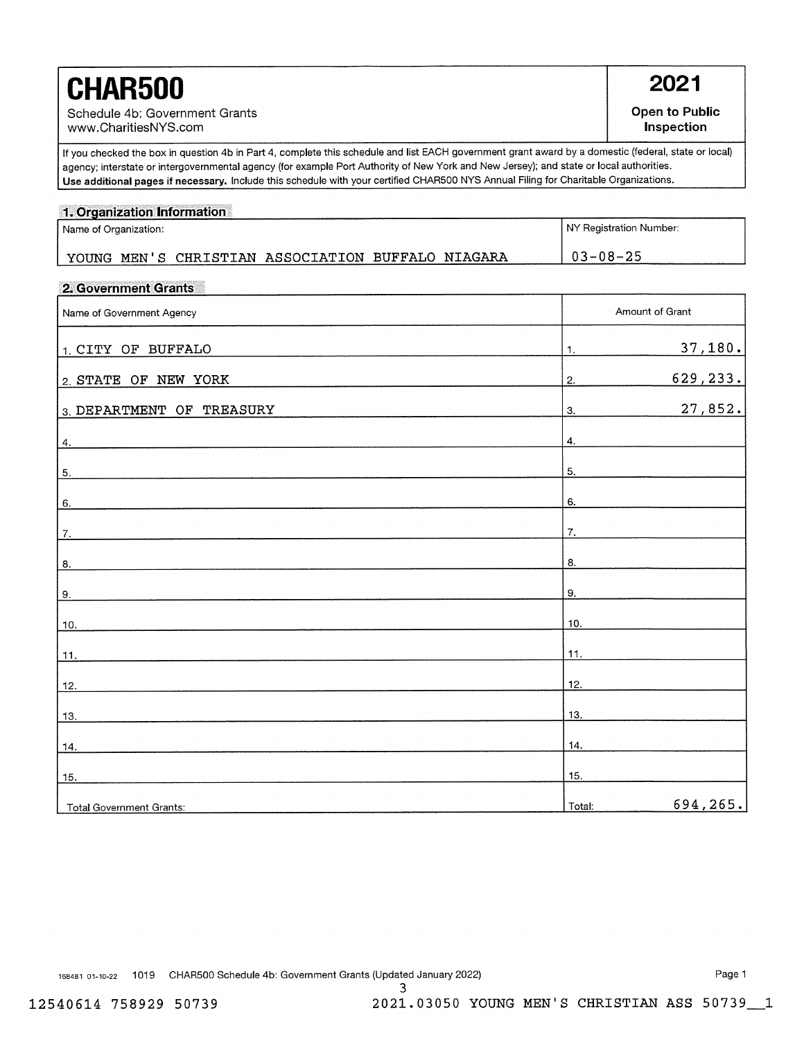# CHAR500

Schedule 4b: Government Grants
www.CharitiesNYS.com

**2021**

**Open to Public Inspection**

If you checked the box in question 4b in Part 4, complete this schedule and list EACH government grant award by a domestic (federal, state or local) agency; interstate or intergovernmental agency (for example Port Authority of New York and New Jersey); and state or local authorities. **Use additional pages if necessary.** Include this schedule with your certified CHAR500 NYS Annual Filing for Charitable Organizations.

## 1. Organization Information

| Name of Organization: | NY Registration Number: |
|---|---|
| YOUNG MEN'S CHRISTIAN ASSOCIATION BUFFALO NIAGARA | 03-08-25 |

## 2. Government Grants

| Name of Government Agency | Amount of Grant |
|---|---|
| 1. CITY OF BUFFALO | 1. 37,180. |
| 2. STATE OF NEW YORK | 2. 629,233. |
| 3. DEPARTMENT OF TREASURY | 3. 27,852. |
| 4. | 4. |
| 5. | 5. |
| 6. | 6. |
| 7. | 7. |
| 8. | 8. |
| 9. | 9. |
| 10. | 10. |
| 11. | 11. |
| 12. | 12. |
| 13. | 13. |
| 14. | 14. |
| 15. | 15. |
| Total Government Grants: | Total: 694,265. |

168481 01-10-22 1019 CHAR500 Schedule 4b: Government Grants (Updated January 2022)

12540614 758929 50739 2021.03050 YOUNG MEN'S CHRISTIAN ASS 50739__1